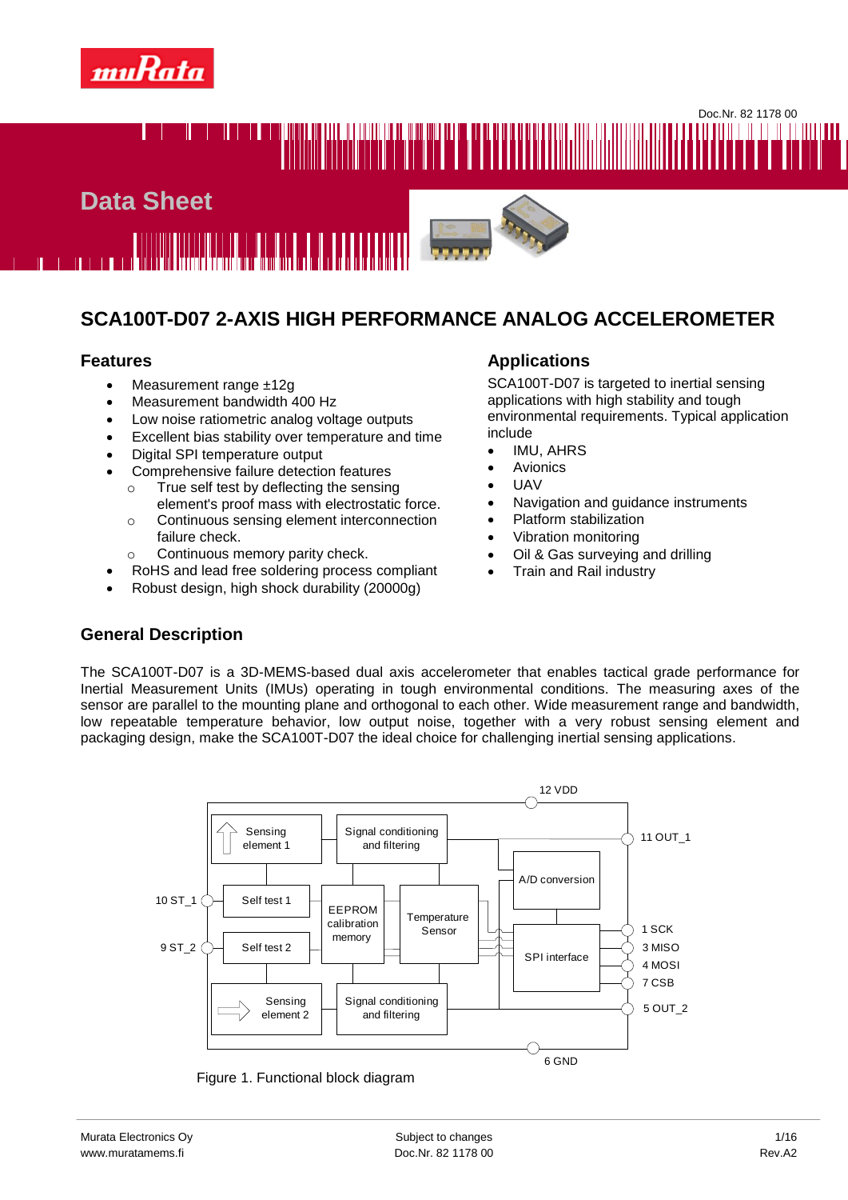Doc.Nr. 82 1178 00

# Data Sheet

## SCA100T-D07 2-AXIS HIGH PERFORMANCE ANALOG ACCELEROMETER

### Features

- Measurement range ±12g
- Measurement bandwidth 400 Hz
- Low noise ratiometric analog voltage outputs
- Excellent bias stability over temperature and time
- Digital SPI temperature output
- Comprehensive failure detection features
  - True self test by deflecting the sensing element's proof mass with electrostatic force.
  - Continuous sensing element interconnection failure check.
  - Continuous memory parity check.
- RoHS and lead free soldering process compliant
- Robust design, high shock durability (20000g)

### Applications

SCA100T-D07 is targeted to inertial sensing applications with high stability and tough environmental requirements. Typical application include

- IMU, AHRS
- Avionics
- UAV
- Navigation and guidance instruments
- Platform stabilization
- Vibration monitoring
- Oil & Gas surveying and drilling
- Train and Rail industry

### General Description

The SCA100T-D07 is a 3D-MEMS-based dual axis accelerometer that enables tactical grade performance for Inertial Measurement Units (IMUs) operating in tough environmental conditions. The measuring axes of the sensor are parallel to the mounting plane and orthogonal to each other. Wide measurement range and bandwidth, low repeatable temperature behavior, low output noise, together with a very robust sensing element and packaging design, make the SCA100T-D07 the ideal choice for challenging inertial sensing applications.

Figure 1. Functional block diagram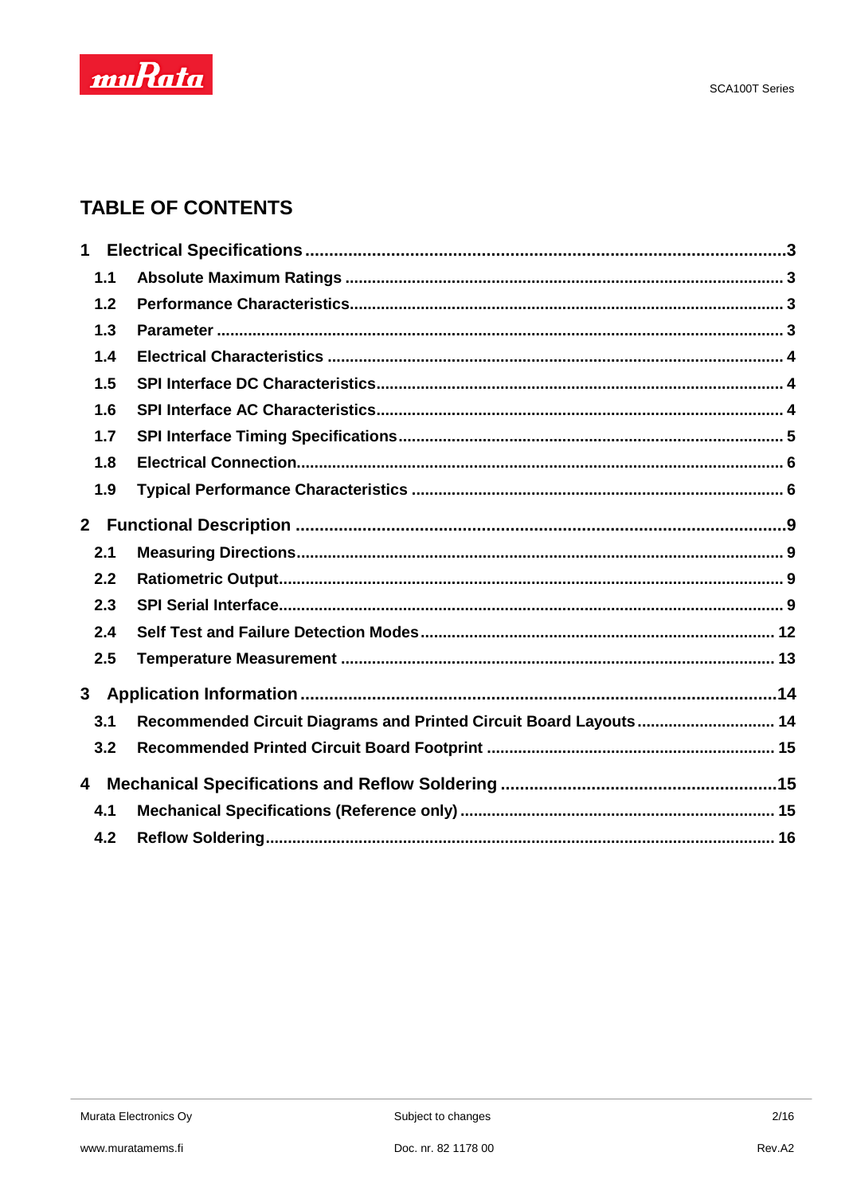## TABLE OF CONTENTS

**1 Electrical Specifications ....................................................................................3**

- **1.1 Absolute Maximum Ratings ................................................................................. 3**
- **1.2 Performance Characteristics................................................................................ 3**
- **1.3 Parameter ............................................................................................................ 3**
- **1.4 Electrical Characteristics ..................................................................................... 4**
- **1.5 SPI Interface DC Characteristics.......................................................................... 4**
- **1.6 SPI Interface AC Characteristics.......................................................................... 4**
- **1.7 SPI Interface Timing Specifications..................................................................... 5**
- **1.8 Electrical Connection............................................................................................ 6**
- **1.9 Typical Performance Characteristics ................................................................... 6**

**2 Functional Description ......................................................................................9**

- **2.1 Measuring Directions............................................................................................ 9**
- **2.2 Ratiometric Output................................................................................................ 9**
- **2.3 SPI Serial Interface................................................................................................ 9**
- **2.4 Self Test and Failure Detection Modes............................................................... 12**
- **2.5 Temperature Measurement ................................................................................ 13**

**3 Application Information....................................................................................14**

- **3.1 Recommended Circuit Diagrams and Printed Circuit Board Layouts ............................... 14**
- **3.2 Recommended Printed Circuit Board Footprint ................................................................ 15**

**4 Mechanical Specifications and Reflow Soldering ..........................................15**

- **4.1 Mechanical Specifications (Reference only) ...................................................... 15**
- **4.2 Reflow Soldering................................................................................................ 16**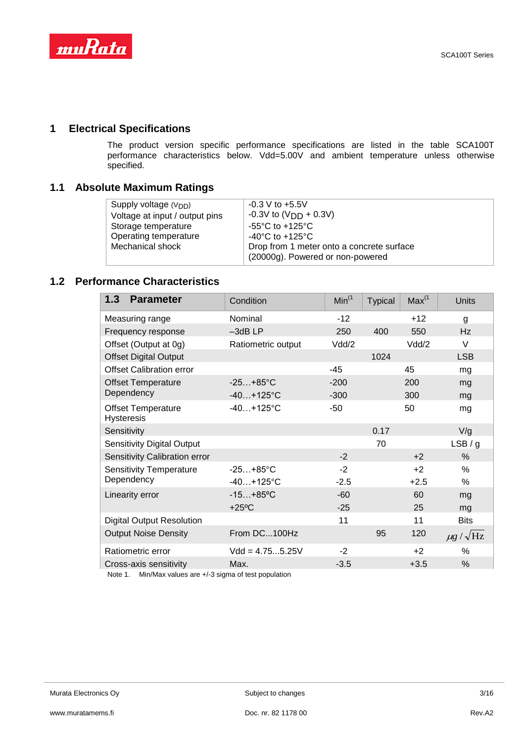# 1 Electrical Specifications

The product version specific performance specifications are listed in the table SCA100T performance characteristics below. Vdd=5.00V and ambient temperature unless otherwise specified.

## 1.1 Absolute Maximum Ratings

| | |
|---|---|
| Supply voltage ($V_{DD}$) | -0.3 V to +5.5V |
| Voltage at input / output pins | -0.3V to ($V_{DD}$ + 0.3V) |
| Storage temperature | -55°C to +125°C |
| Operating temperature | -40°C to +125°C |
| Mechanical shock | Drop from 1 meter onto a concrete surface (20000g). Powered or non-powered |

## 1.2 Performance Characteristics

| 1.3 Parameter | Condition | Min[1] | Typical | Max[1] | Units |
|---|---|---|---|---|---|
| Measuring range | Nominal | -12 | | +12 | g |
| Frequency response | –3dB LP | 250 | 400 | 550 | Hz |
| Offset (Output at 0g) | Ratiometric output | Vdd/2 | | Vdd/2 | V |
| Offset Digital Output | | | 1024 | | LSB |
| Offset Calibration error | | -45 | | 45 | mg |
| Offset Temperature Dependency | -25…+85°C | -200 | | 200 | mg |
| | -40…+125°C | -300 | | 300 | mg |
| Offset Temperature Hysteresis | -40…+125°C | -50 | | 50 | mg |
| Sensitivity | | | 0.17 | | V/g |
| Sensitivity Digital Output | | | 70 | | LSB / g |
| Sensitivity Calibration error | | -2 | | +2 | % |
| Sensitivity Temperature Dependency | -25…+85°C | -2 | | +2 | % |
| | -40…+125°C | -2.5 | | +2.5 | % |
| Linearity error | -15…+85ºC | -60 | | 60 | mg |
| | +25ºC | -25 | | 25 | mg |
| Digital Output Resolution | | 11 | | 11 | Bits |
| Output Noise Density | From DC...100Hz | | 95 | 120 | $\mu g / \sqrt{\text{Hz}}$ |
| Ratiometric error | Vdd = 4.75...5.25V | -2 | | +2 | % |
| Cross-axis sensitivity | Max. | -3.5 | | +3.5 | % |

Note 1. Min/Max values are +/-3 sigma of test population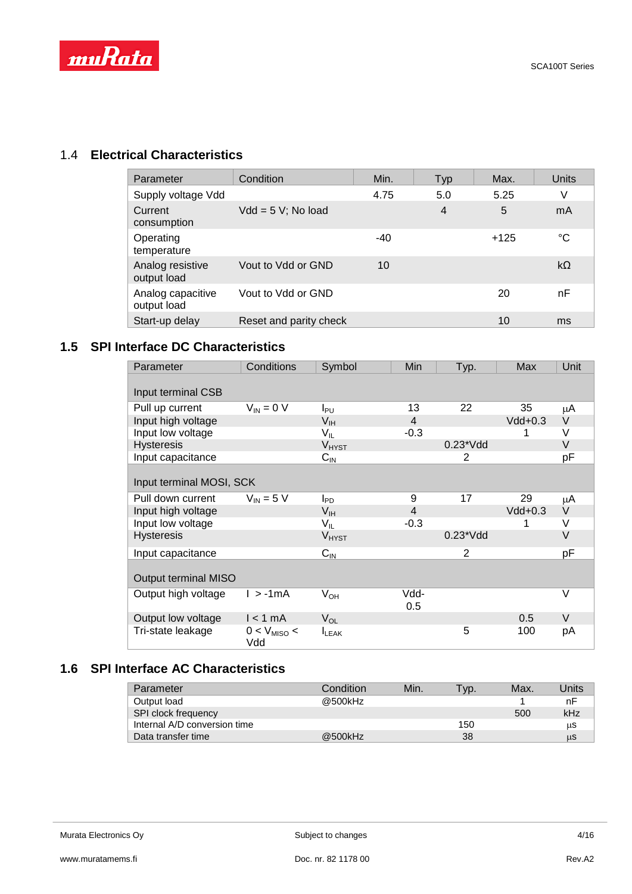## 1.4 Electrical Characteristics

| Parameter | Condition | Min. | Typ | Max. | Units |
|---|---|---|---|---|---|
| Supply voltage Vdd | | 4.75 | 5.0 | 5.25 | V |
| Current consumption | Vdd = 5 V; No load | | 4 | 5 | mA |
| Operating temperature | | -40 | | +125 | °C |
| Analog resistive output load | Vout to Vdd or GND | 10 | | | kΩ |
| Analog capacitive output load | Vout to Vdd or GND | | | 20 | nF |
| Start-up delay | Reset and parity check | | | 10 | ms |

## 1.5 SPI Interface DC Characteristics

| Parameter | Conditions | Symbol | Min | Typ. | Max | Unit |
|---|---|---|---|---|---|---|
| Input terminal CSB | | | | | | |
| Pull up current | $V_{IN}$ = 0 V | $I_{PU}$ | 13 | 22 | 35 | µA |
| Input high voltage | | $V_{IH}$ | 4 | | Vdd+0.3 | V |
| Input low voltage | | $V_{IL}$ | -0.3 | | 1 | V |
| Hysteresis | | $V_{HYST}$ | | 0.23*Vdd | | V |
| Input capacitance | | $C_{IN}$ | | 2 | | pF |
| Input terminal MOSI, SCK | | | | | | |
| Pull down current | $V_{IN}$ = 5 V | $I_{PD}$ | 9 | 17 | 29 | µA |
| Input high voltage | | $V_{IH}$ | 4 | | Vdd+0.3 | V |
| Input low voltage | | $V_{IL}$ | -0.3 | | 1 | V |
| Hysteresis | | $V_{HYST}$ | | 0.23*Vdd | | V |
| Input capacitance | | $C_{IN}$ | | 2 | | pF |
| Output terminal MISO | | | | | | |
| Output high voltage | I > -1mA | $V_{OH}$ | Vdd-0.5 | | | V |
| Output low voltage | I < 1 mA | $V_{OL}$ | | | 0.5 | V |
| Tri-state leakage | 0 < $V_{MISO}$ < Vdd | $I_{LEAK}$ | | 5 | 100 | pA |

## 1.6 SPI Interface AC Characteristics

| Parameter | Condition | Min. | Typ. | Max. | Units |
|---|---|---|---|---|---|
| Output load | @500kHz | | | 1 | nF |
| SPI clock frequency | | | | 500 | kHz |
| Internal A/D conversion time | | | 150 | | µs |
| Data transfer time | @500kHz | | 38 | | µs |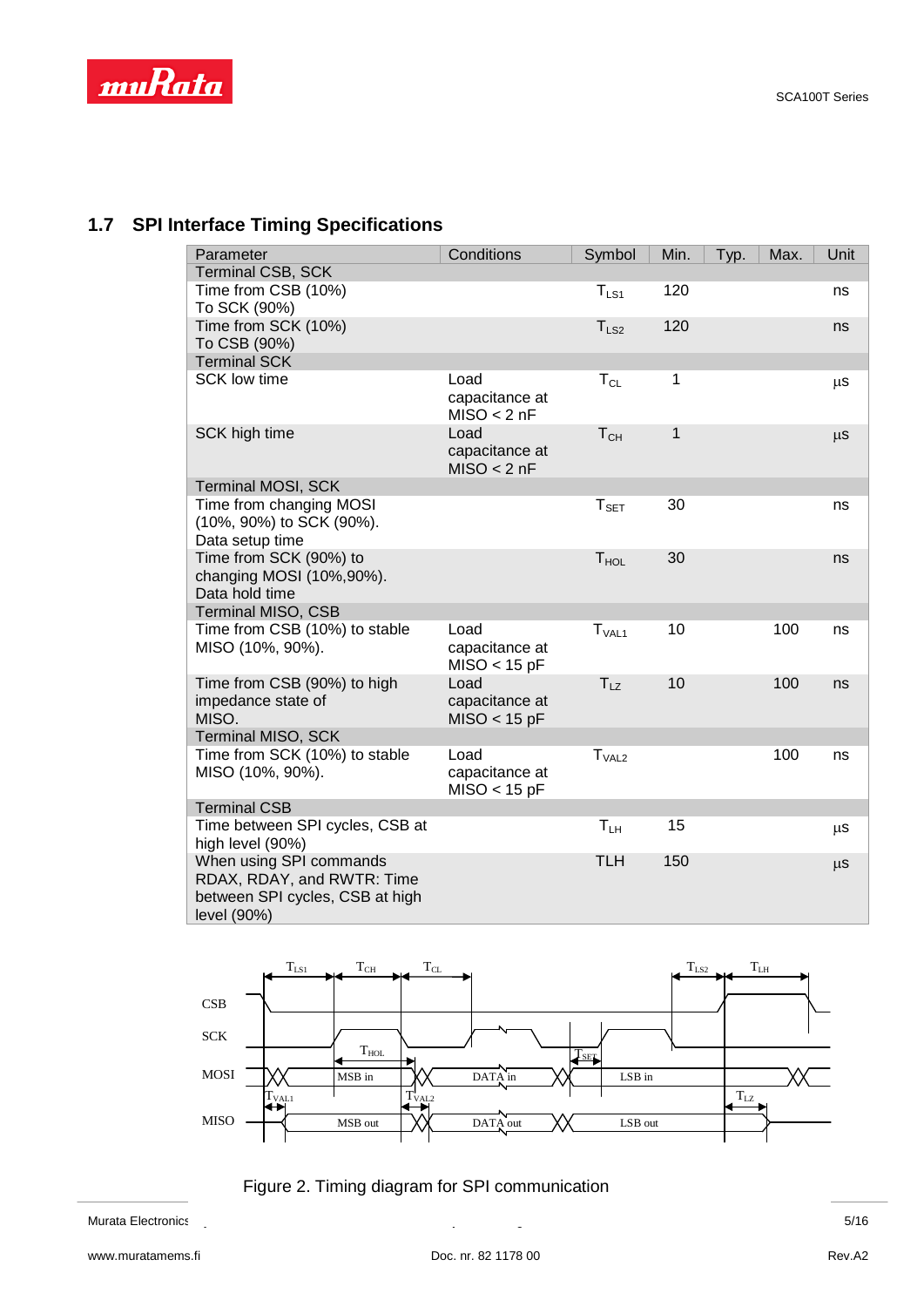## 1.7 SPI Interface Timing Specifications

| Parameter | Conditions | Symbol | Min. | Typ. | Max. | Unit |
|---|---|---|---|---|---|---|
| Terminal CSB, SCK | | | | | | |
| Time from CSB (10%) To SCK (90%) | | $T_{LS1}$ | 120 | | | ns |
| Time from SCK (10%) To CSB (90%) | | $T_{LS2}$ | 120 | | | ns |
| Terminal SCK | | | | | | |
| SCK low time | Load capacitance at MISO < 2 nF | $T_{CL}$ | 1 | | | µs |
| SCK high time | Load capacitance at MISO < 2 nF | $T_{CH}$ | 1 | | | µs |
| Terminal MOSI, SCK | | | | | | |
| Time from changing MOSI (10%, 90%) to SCK (90%). Data setup time | | $T_{SET}$ | 30 | | | ns |
| Time from SCK (90%) to changing MOSI (10%,90%). Data hold time | | $T_{HOL}$ | 30 | | | ns |
| Terminal MISO, CSB | | | | | | |
| Time from CSB (10%) to stable MISO (10%, 90%). | Load capacitance at MISO < 15 pF | $T_{VAL1}$ | 10 | | 100 | ns |
| Time from CSB (90%) to high impedance state of MISO. | Load capacitance at MISO < 15 pF | $T_{LZ}$ | 10 | | 100 | ns |
| Terminal MISO, SCK | | | | | | |
| Time from SCK (10%) to stable MISO (10%, 90%). | Load capacitance at MISO < 15 pF | $T_{VAL2}$ | | | 100 | ns |
| Terminal CSB | | | | | | |
| Time between SPI cycles, CSB at high level (90%) | | $T_{LH}$ | 15 | | | µs |
| When using SPI commands RDAX, RDAY, and RWTR: Time between SPI cycles, CSB at high level (90%) | | TLH | 150 | | | µs |

Figure 2. Timing diagram for SPI communication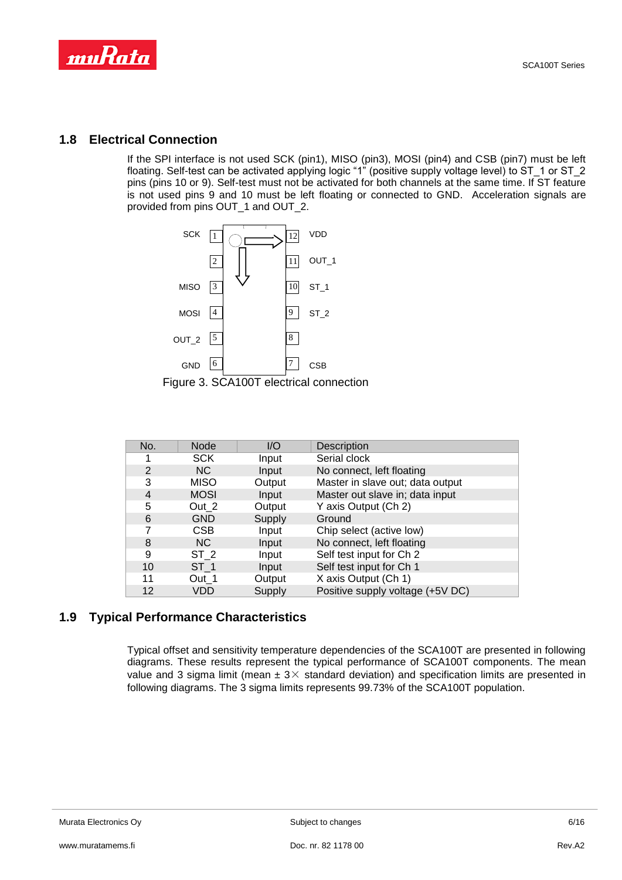## 1.8 Electrical Connection

If the SPI interface is not used SCK (pin1), MISO (pin3), MOSI (pin4) and CSB (pin7) must be left floating. Self-test can be activated applying logic “1” (positive supply voltage level) to ST_1 or ST_2 pins (pins 10 or 9). Self-test must not be activated for both channels at the same time. If ST feature is not used pins 9 and 10 must be left floating or connected to GND. Acceleration signals are provided from pins OUT_1 and OUT_2.

Figure 3. SCA100T electrical connection

| No. | Node | I/O | Description |
|---|---|---|---|
| 1 | SCK | Input | Serial clock |
| 2 | NC | Input | No connect, left floating |
| 3 | MISO | Output | Master in slave out; data output |
| 4 | MOSI | Input | Master out slave in; data input |
| 5 | Out_2 | Output | Y axis Output (Ch 2) |
| 6 | GND | Supply | Ground |
| 7 | CSB | Input | Chip select (active low) |
| 8 | NC | Input | No connect, left floating |
| 9 | ST_2 | Input | Self test input for Ch 2 |
| 10 | ST_1 | Input | Self test input for Ch 1 |
| 11 | Out_1 | Output | X axis Output (Ch 1) |
| 12 | VDD | Supply | Positive supply voltage (+5V DC) |

## 1.9 Typical Performance Characteristics

Typical offset and sensitivity temperature dependencies of the SCA100T are presented in following diagrams. These results represent the typical performance of SCA100T components. The mean value and 3 sigma limit (mean ± 3× standard deviation) and specification limits are presented in following diagrams. The 3 sigma limits represents 99.73% of the SCA100T population.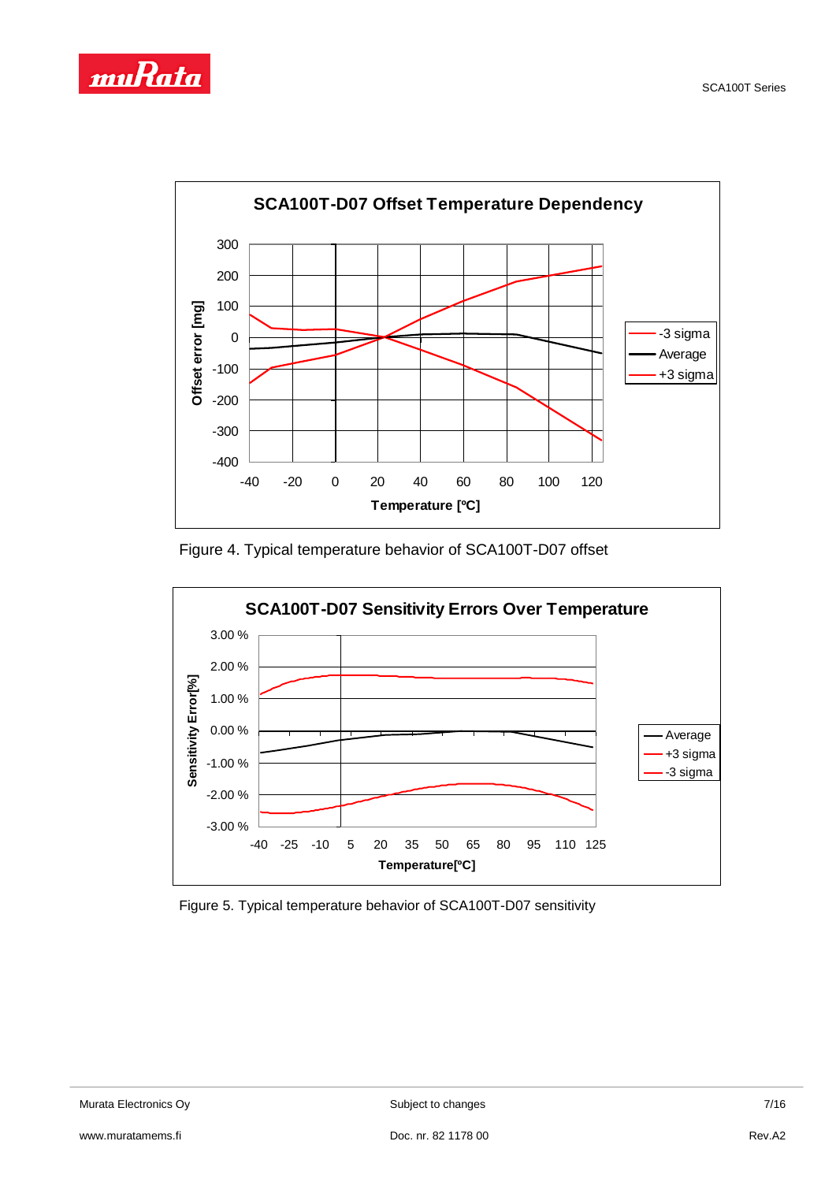Figure 4. Typical temperature behavior of SCA100T-D07 offset

Figure 5. Typical temperature behavior of SCA100T-D07 sensitivity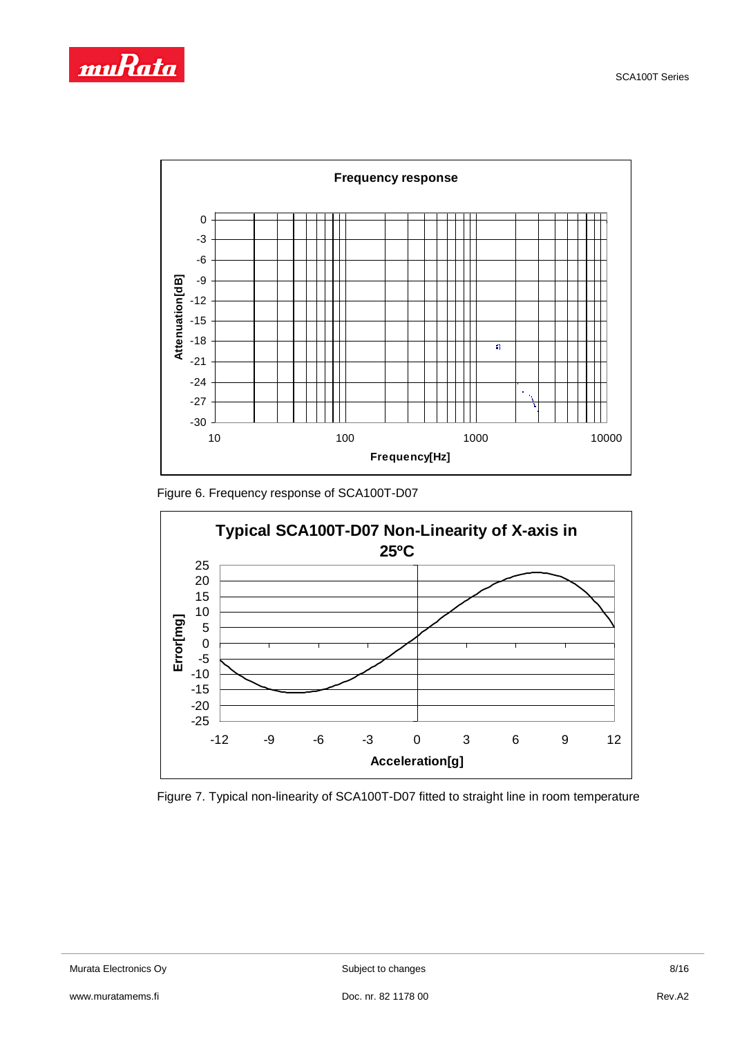Figure 6. Frequency response of SCA100T-D07

Figure 7. Typical non-linearity of SCA100T-D07 fitted to straight line in room temperature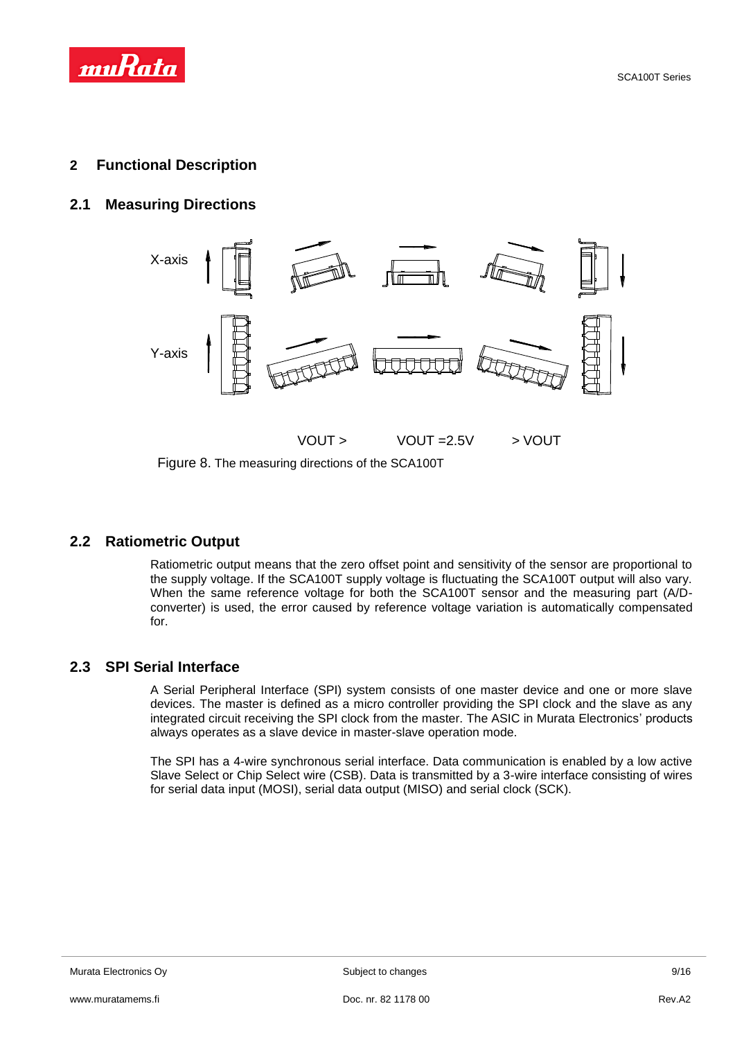# 2 Functional Description

## 2.1 Measuring Directions

X-axis

Y-axis

VOUT > VOUT =2.5V > VOUT

Figure 8. The measuring directions of the SCA100T

## 2.2 Ratiometric Output

Ratiometric output means that the zero offset point and sensitivity of the sensor are proportional to the supply voltage. If the SCA100T supply voltage is fluctuating the SCA100T output will also vary. When the same reference voltage for both the SCA100T sensor and the measuring part (A/D-converter) is used, the error caused by reference voltage variation is automatically compensated for.

## 2.3 SPI Serial Interface

A Serial Peripheral Interface (SPI) system consists of one master device and one or more slave devices. The master is defined as a micro controller providing the SPI clock and the slave as any integrated circuit receiving the SPI clock from the master. The ASIC in Murata Electronics' products always operates as a slave device in master-slave operation mode.

The SPI has a 4-wire synchronous serial interface. Data communication is enabled by a low active Slave Select or Chip Select wire (CSB). Data is transmitted by a 3-wire interface consisting of wires for serial data input (MOSI), serial data output (MISO) and serial clock (SCK).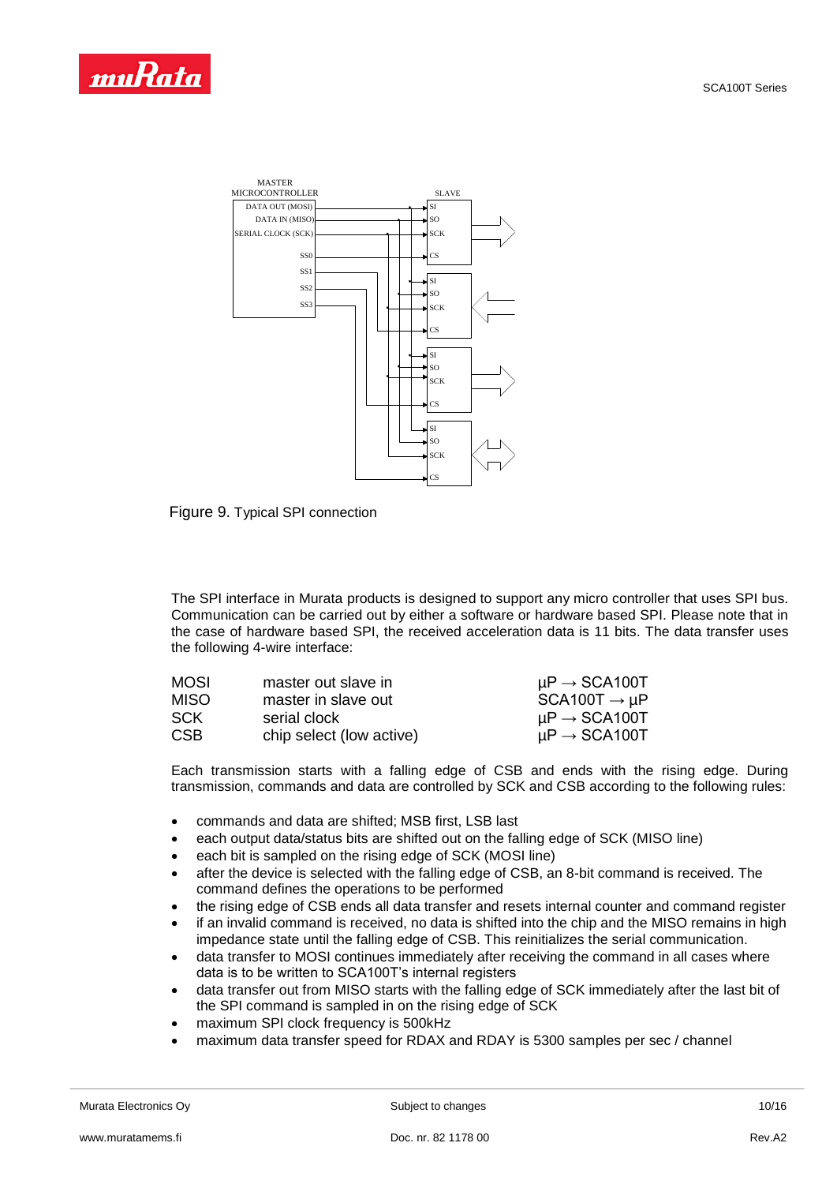Figure 9. Typical SPI connection

The SPI interface in Murata products is designed to support any micro controller that uses SPI bus. Communication can be carried out by either a software or hardware based SPI. Please note that in the case of hardware based SPI, the received acceleration data is 11 bits. The data transfer uses the following 4-wire interface:

| | | |
|---|---|---|
| MOSI | master out slave in | µP → SCA100T |
| MISO | master in slave out | SCA100T → µP |
| SCK | serial clock | µP → SCA100T |
| CSB | chip select (low active) | µP → SCA100T |

Each transmission starts with a falling edge of CSB and ends with the rising edge. During transmission, commands and data are controlled by SCK and CSB according to the following rules:

- commands and data are shifted; MSB first, LSB last
- each output data/status bits are shifted out on the falling edge of SCK (MISO line)
- each bit is sampled on the rising edge of SCK (MOSI line)
- after the device is selected with the falling edge of CSB, an 8-bit command is received. The command defines the operations to be performed
- the rising edge of CSB ends all data transfer and resets internal counter and command register
- if an invalid command is received, no data is shifted into the chip and the MISO remains in high impedance state until the falling edge of CSB. This reinitializes the serial communication.
- data transfer to MOSI continues immediately after receiving the command in all cases where data is to be written to SCA100T's internal registers
- data transfer out from MISO starts with the falling edge of SCK immediately after the last bit of the SPI command is sampled in on the rising edge of SCK
- maximum SPI clock frequency is 500kHz
- maximum data transfer speed for RDAX and RDAY is 5300 samples per sec / channel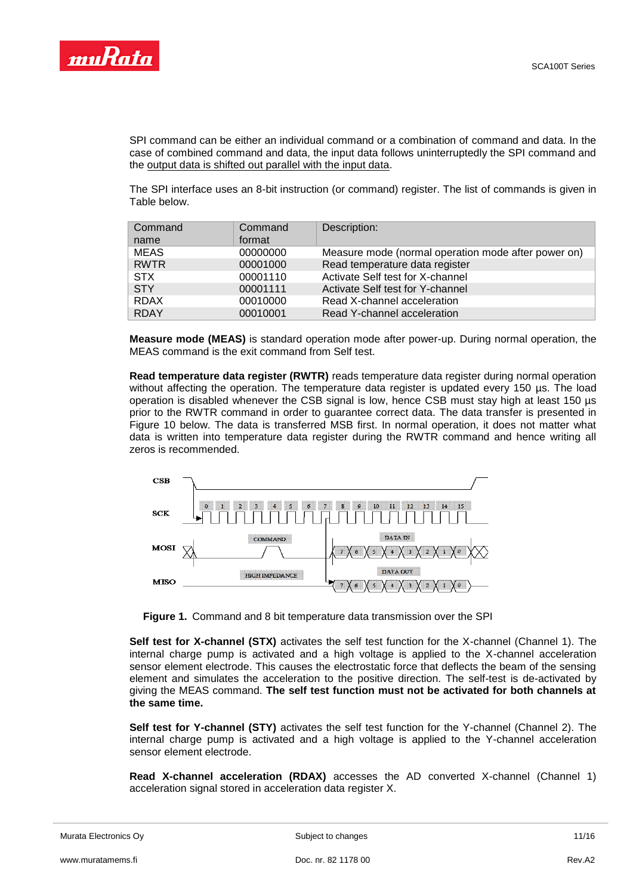SPI command can be either an individual command or a combination of command and data. In the case of combined command and data, the input data follows uninterruptedly the SPI command and the output data is shifted out parallel with the input data.

The SPI interface uses an 8-bit instruction (or command) register. The list of commands is given in Table below.

| Command name | Command format | Description: |
|---|---|---|
| MEAS | 00000000 | Measure mode (normal operation mode after power on) |
| RWTR | 00001000 | Read temperature data register |
| STX | 00001110 | Activate Self test for X-channel |
| STY | 00001111 | Activate Self test for Y-channel |
| RDAX | 00010000 | Read X-channel acceleration |
| RDAY | 00010001 | Read Y-channel acceleration |

**Measure mode (MEAS)** is standard operation mode after power-up. During normal operation, the MEAS command is the exit command from Self test.

**Read temperature data register (RWTR)** reads temperature data register during normal operation without affecting the operation. The temperature data register is updated every 150 µs. The load operation is disabled whenever the CSB signal is low, hence CSB must stay high at least 150 µs prior to the RWTR command in order to guarantee correct data. The data transfer is presented in Figure 10 below. The data is transferred MSB first. In normal operation, it does not matter what data is written into temperature data register during the RWTR command and hence writing all zeros is recommended.

**Figure 1.** Command and 8 bit temperature data transmission over the SPI

**Self test for X-channel (STX)** activates the self test function for the X-channel (Channel 1). The internal charge pump is activated and a high voltage is applied to the X-channel acceleration sensor element electrode. This causes the electrostatic force that deflects the beam of the sensing element and simulates the acceleration to the positive direction. The self-test is de-activated by giving the MEAS command. **The self test function must not be activated for both channels at the same time.**

**Self test for Y-channel (STY)** activates the self test function for the Y-channel (Channel 2). The internal charge pump is activated and a high voltage is applied to the Y-channel acceleration sensor element electrode.

**Read X-channel acceleration (RDAX)** accesses the AD converted X-channel (Channel 1) acceleration signal stored in acceleration data register X.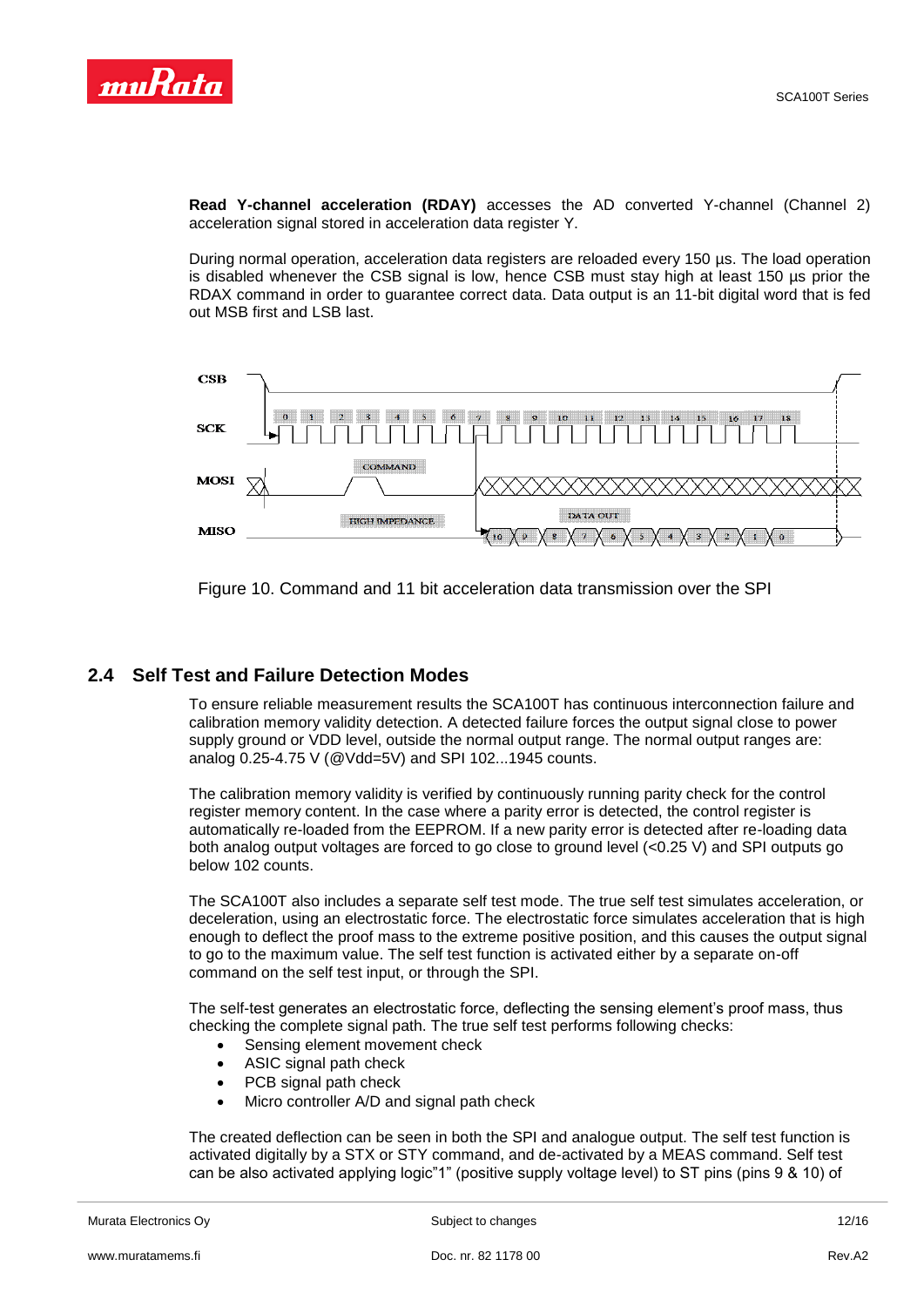**Read Y-channel acceleration (RDAY)** accesses the AD converted Y-channel (Channel 2) acceleration signal stored in acceleration data register Y.

During normal operation, acceleration data registers are reloaded every 150 µs. The load operation is disabled whenever the CSB signal is low, hence CSB must stay high at least 150 µs prior the RDAX command in order to guarantee correct data. Data output is an 11-bit digital word that is fed out MSB first and LSB last.

Figure 10. Command and 11 bit acceleration data transmission over the SPI

## 2.4 Self Test and Failure Detection Modes

To ensure reliable measurement results the SCA100T has continuous interconnection failure and calibration memory validity detection. A detected failure forces the output signal close to power supply ground or VDD level, outside the normal output range. The normal output ranges are: analog 0.25-4.75 V (@Vdd=5V) and SPI 102...1945 counts.

The calibration memory validity is verified by continuously running parity check for the control register memory content. In the case where a parity error is detected, the control register is automatically re-loaded from the EEPROM. If a new parity error is detected after re-loading data both analog output voltages are forced to go close to ground level (<0.25 V) and SPI outputs go below 102 counts.

The SCA100T also includes a separate self test mode. The true self test simulates acceleration, or deceleration, using an electrostatic force. The electrostatic force simulates acceleration that is high enough to deflect the proof mass to the extreme positive position, and this causes the output signal to go to the maximum value. The self test function is activated either by a separate on-off command on the self test input, or through the SPI.

The self-test generates an electrostatic force, deflecting the sensing element's proof mass, thus checking the complete signal path. The true self test performs following checks:

- Sensing element movement check
- ASIC signal path check
- PCB signal path check
- Micro controller A/D and signal path check

The created deflection can be seen in both the SPI and analogue output. The self test function is activated digitally by a STX or STY command, and de-activated by a MEAS command. Self test can be also activated applying logic"1" (positive supply voltage level) to ST pins (pins 9 & 10) of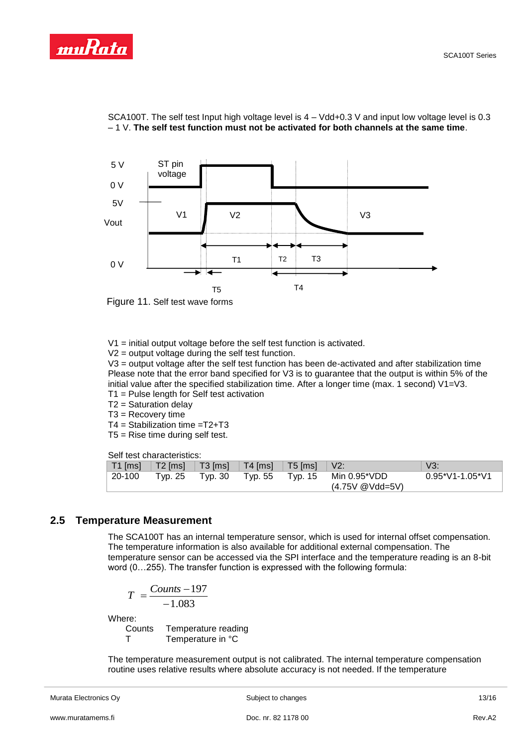SCA100T. The self test Input high voltage level is 4 – Vdd+0.3 V and input low voltage level is 0.3 – 1 V. **The self test function must not be activated for both channels at the same time**.

Figure 11. Self test wave forms

V1 = initial output voltage before the self test function is activated.
V2 = output voltage during the self test function.
V3 = output voltage after the self test function has been de-activated and after stabilization time
Please note that the error band specified for V3 is to guarantee that the output is within 5% of the initial value after the specified stabilization time. After a longer time (max. 1 second) V1=V3.
T1 = Pulse length for Self test activation
T2 = Saturation delay
T3 = Recovery time
T4 = Stabilization time =T2+T3
T5 = Rise time during self test.

Self test characteristics:

| T1 [ms] | T2 [ms] | T3 [ms] | T4 [ms] | T5 [ms] | V2: | V3: |
|---|---|---|---|---|---|---|
| 20-100 | Typ. 25 | Typ. 30 | Typ. 55 | Typ. 15 | Min 0.95*VDD (4.75V @Vdd=5V) | 0.95*V1-1.05*V1 |

## 2.5 Temperature Measurement

The SCA100T has an internal temperature sensor, which is used for internal offset compensation. The temperature information is also available for additional external compensation. The temperature sensor can be accessed via the SPI interface and the temperature reading is an 8-bit word (0…255). The transfer function is expressed with the following formula:

$$T = \frac{Counts - 197}{-1.083}$$

Where:

| | |
|---|---|
| Counts | Temperature reading |
| T | Temperature in °C |

The temperature measurement output is not calibrated. The internal temperature compensation routine uses relative results where absolute accuracy is not needed. If the temperature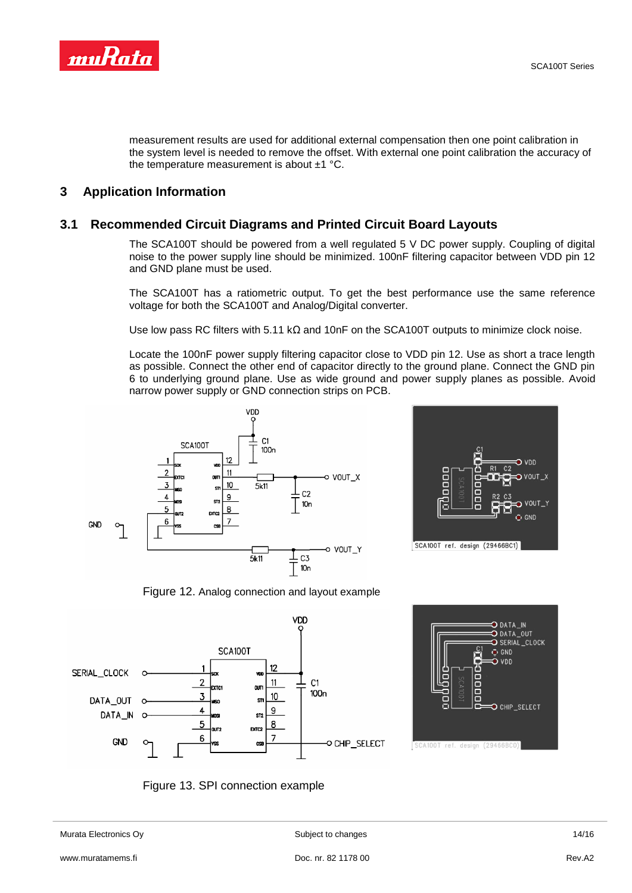measurement results are used for additional external compensation then one point calibration in the system level is needed to remove the offset. With external one point calibration the accuracy of the temperature measurement is about ±1 °C.

# 3 Application Information

## 3.1 Recommended Circuit Diagrams and Printed Circuit Board Layouts

The SCA100T should be powered from a well regulated 5 V DC power supply. Coupling of digital noise to the power supply line should be minimized. 100nF filtering capacitor between VDD pin 12 and GND plane must be used.

The SCA100T has a ratiometric output. To get the best performance use the same reference voltage for both the SCA100T and Analog/Digital converter.

Use low pass RC filters with 5.11 kΩ and 10nF on the SCA100T outputs to minimize clock noise.

Locate the 100nF power supply filtering capacitor close to VDD pin 12. Use as short a trace length as possible. Connect the other end of capacitor directly to the ground plane. Connect the GND pin 6 to underlying ground plane. Use as wide ground and power supply planes as possible. Avoid narrow power supply or GND connection strips on PCB.

Figure 12. Analog connection and layout example

Figure 13. SPI connection example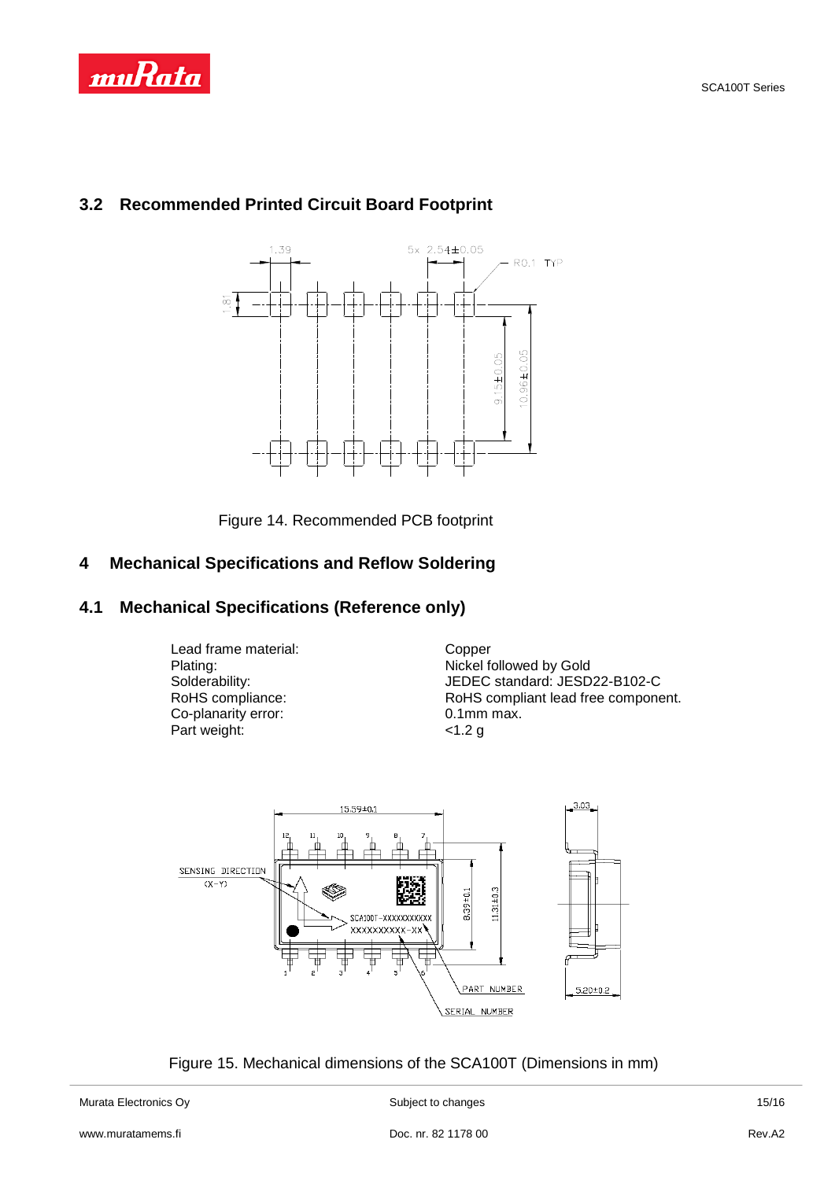## 3.2 Recommended Printed Circuit Board Footprint

Figure 14. Recommended PCB footprint

# 4 Mechanical Specifications and Reflow Soldering

## 4.1 Mechanical Specifications (Reference only)

| | |
|---|---|
| Lead frame material: | Copper |
| Plating: | Nickel followed by Gold |
| Solderability: | JEDEC standard: JESD22-B102-C |
| RoHS compliance: | RoHS compliant lead free component. |
| Co-planarity error: | 0.1mm max. |
| Part weight: | <1.2 g |

Figure 15. Mechanical dimensions of the SCA100T (Dimensions in mm)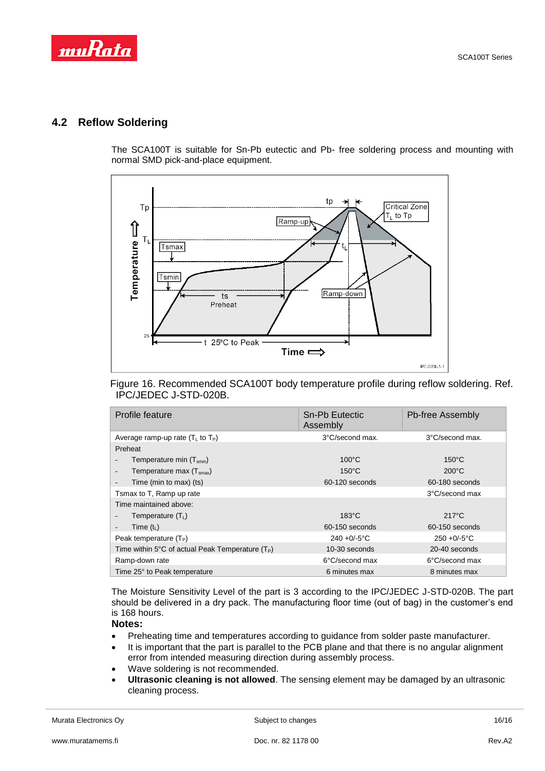## 4.2 Reflow Soldering

The SCA100T is suitable for Sn-Pb eutectic and Pb- free soldering process and mounting with normal SMD pick-and-place equipment.

Tp
tp
Critical Zone
$T_L$ to Tp
Ramp-up
$T_L$
Tsmax
$t_L$
Tsmin
Temperature
ts
Preheat
Ramp-down
25
t 25°C to Peak
Time
IPC-020b-5-1

Figure 16. Recommended SCA100T body temperature profile during reflow soldering. Ref. IPC/JEDEC J-STD-020B.

| Profile feature | Sn-Pb Eutectic Assembly | Pb-free Assembly |
|---|---|---|
| Average ramp-up rate ($T_L$ to $T_P$) | 3°C/second max. | 3°C/second max. |
| Preheat | | |
| - Temperature min ($T_{smin}$) | 100°C | 150°C |
| - Temperature max ($T_{smax}$) | 150°C | 200°C |
| - Time (min to max) (ts) | 60-120 seconds | 60-180 seconds |
| Tsmax to T, Ramp up rate | | 3°C/second max |
| Time maintained above: | | |
| - Temperature ($T_L$) | 183°C | 217°C |
| - Time ($t_L$) | 60-150 seconds | 60-150 seconds |
| Peak temperature ($T_P$) | 240 +0/-5°C | 250 +0/-5°C |
| Time within 5°C of actual Peak Temperature ($T_P$) | 10-30 seconds | 20-40 seconds |
| Ramp-down rate | 6°C/second max | 6°C/second max |
| Time 25° to Peak temperature | 6 minutes max | 8 minutes max |

The Moisture Sensitivity Level of the part is 3 according to the IPC/JEDEC J-STD-020B. The part should be delivered in a dry pack. The manufacturing floor time (out of bag) in the customer's end is 168 hours.

**Notes:**

- Preheating time and temperatures according to guidance from solder paste manufacturer.
- It is important that the part is parallel to the PCB plane and that there is no angular alignment error from intended measuring direction during assembly process.
- Wave soldering is not recommended.
- **Ultrasonic cleaning is not allowed**. The sensing element may be damaged by an ultrasonic cleaning process.